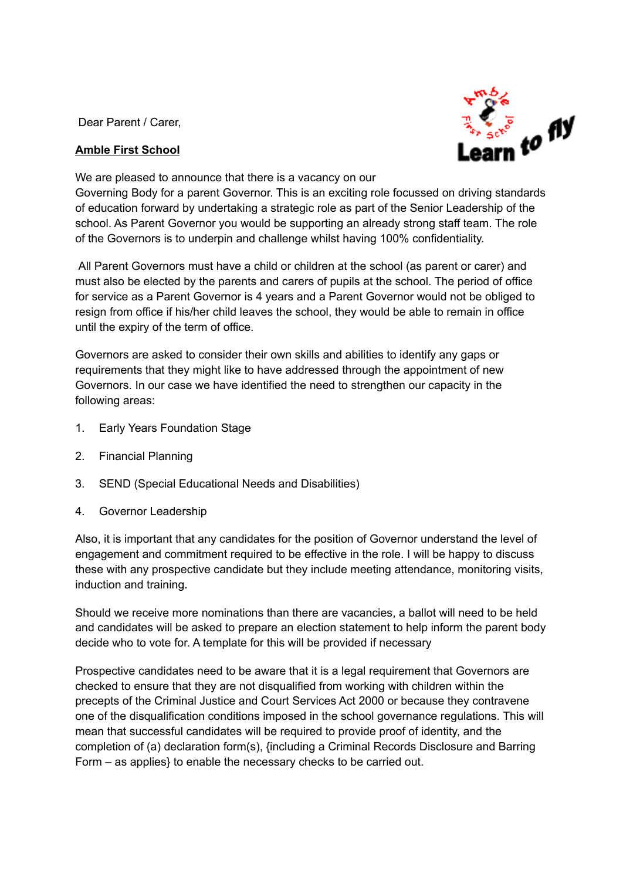Dear Parent / Carer,

**Amble First School**

We are pleased to announce that there is a vacancy on our Governing Body for a parent Governor. This is an exciting role focussed on driving standards of education forward by undertaking a strategic role as part of the Senior Leadership of the school. As Parent Governor you would be supporting an already strong staff team. The role of the Governors is to underpin and challenge whilst having 100% confidentiality.

All Parent Governors must have a child or children at the school (as parent or carer) and must also be elected by the parents and carers of pupils at the school. The period of office for service as a Parent Governor is 4 years and a Parent Governor would not be obliged to resign from office if his/her child leaves the school, they would be able to remain in office until the expiry of the term of office.

Governors are asked to consider their own skills and abilities to identify any gaps or requirements that they might like to have addressed through the appointment of new Governors. In our case we have identified the need to strengthen our capacity in the following areas:

1. Early Years Foundation Stage
2. Financial Planning
3. SEND (Special Educational Needs and Disabilities)
4. Governor Leadership

Also, it is important that any candidates for the position of Governor understand the level of engagement and commitment required to be effective in the role. I will be happy to discuss these with any prospective candidate but they include meeting attendance, monitoring visits, induction and training.

Should we receive more nominations than there are vacancies, a ballot will need to be held and candidates will be asked to prepare an election statement to help inform the parent body decide who to vote for. A template for this will be provided if necessary

Prospective candidates need to be aware that it is a legal requirement that Governors are checked to ensure that they are not disqualified from working with children within the precepts of the Criminal Justice and Court Services Act 2000 or because they contravene one of the disqualification conditions imposed in the school governance regulations. This will mean that successful candidates will be required to provide proof of identity, and the completion of (a) declaration form(s), {including a Criminal Records Disclosure and Barring Form – as applies} to enable the necessary checks to be carried out.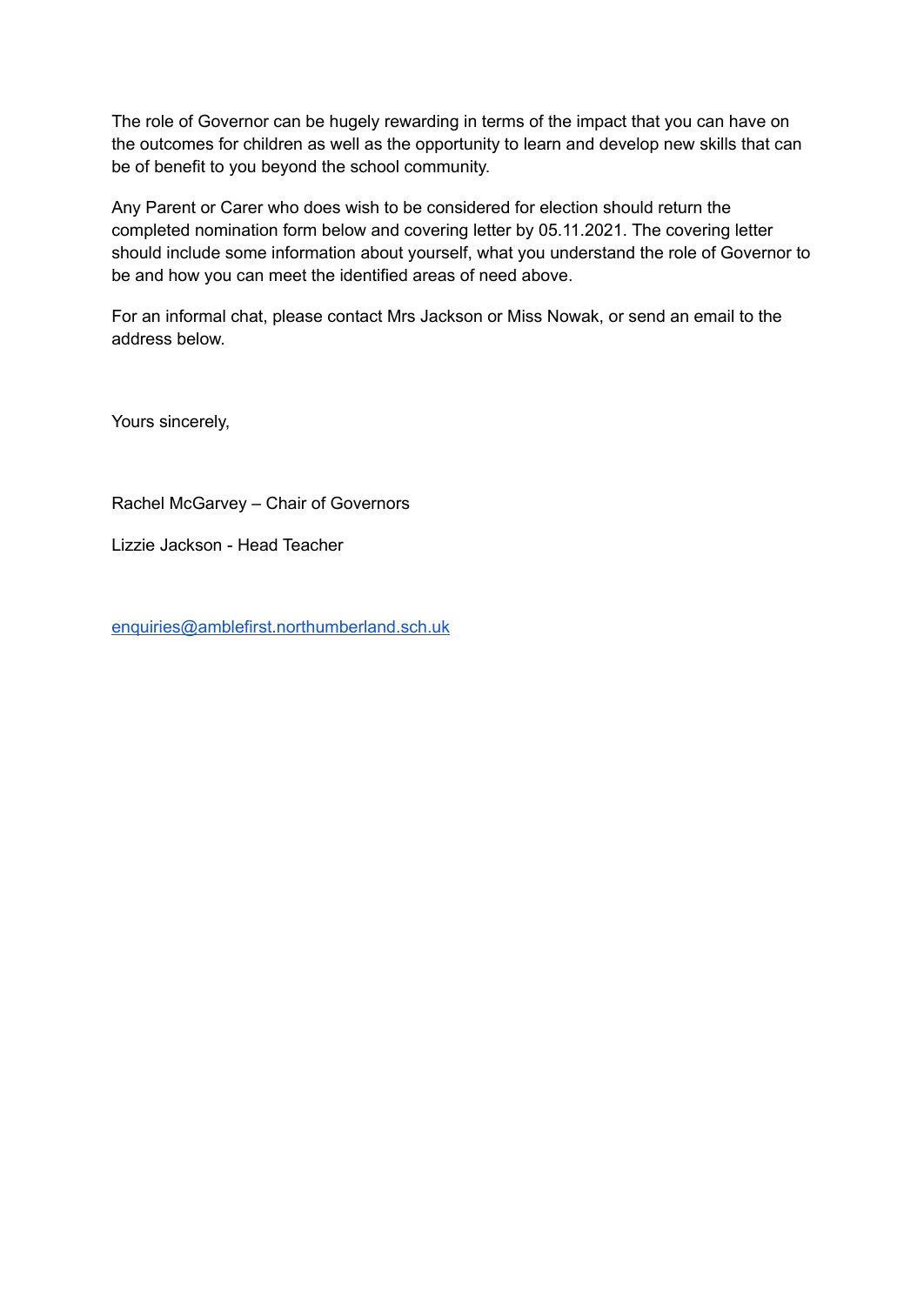The role of Governor can be hugely rewarding in terms of the impact that you can have on the outcomes for children as well as the opportunity to learn and develop new skills that can be of benefit to you beyond the school community.

Any Parent or Carer who does wish to be considered for election should return the completed nomination form below and covering letter by 05.11.2021. The covering letter should include some information about yourself, what you understand the role of Governor to be and how you can meet the identified areas of need above.

For an informal chat, please contact Mrs Jackson or Miss Nowak, or send an email to the address below.

Yours sincerely,

Rachel McGarvey – Chair of Governors

Lizzie Jackson - Head Teacher

enquiries@amblefirst.northumberland.sch.uk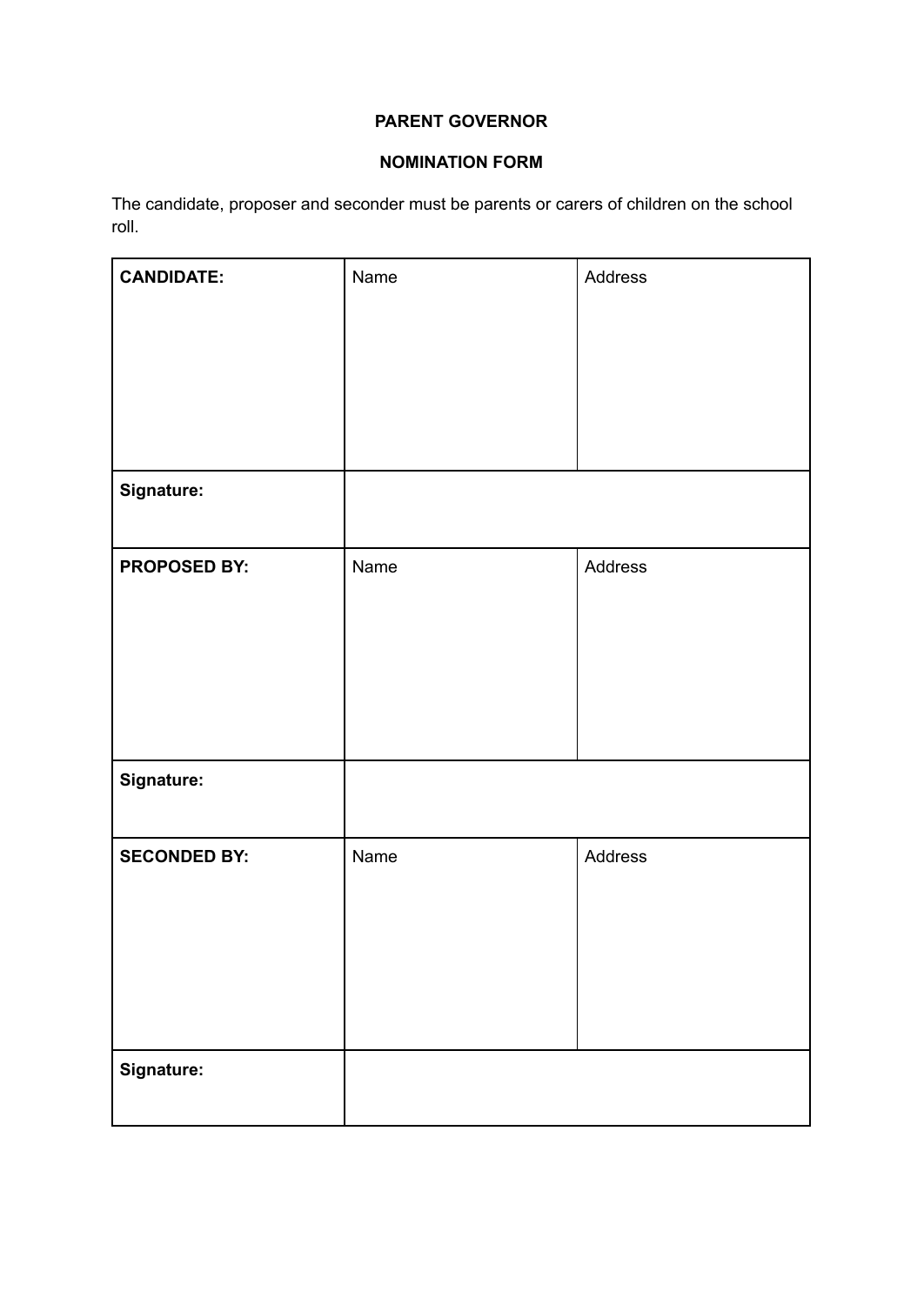**PARENT GOVERNOR**

**NOMINATION FORM**

The candidate, proposer and seconder must be parents or carers of children on the school roll.

| | | |
|---|---|---|
| **CANDIDATE:** | Name | Address |
| **Signature:** | | |
| **PROPOSED BY:** | Name | Address |
| **Signature:** | | |
| **SECONDED BY:** | Name | Address |
| **Signature:** | | |